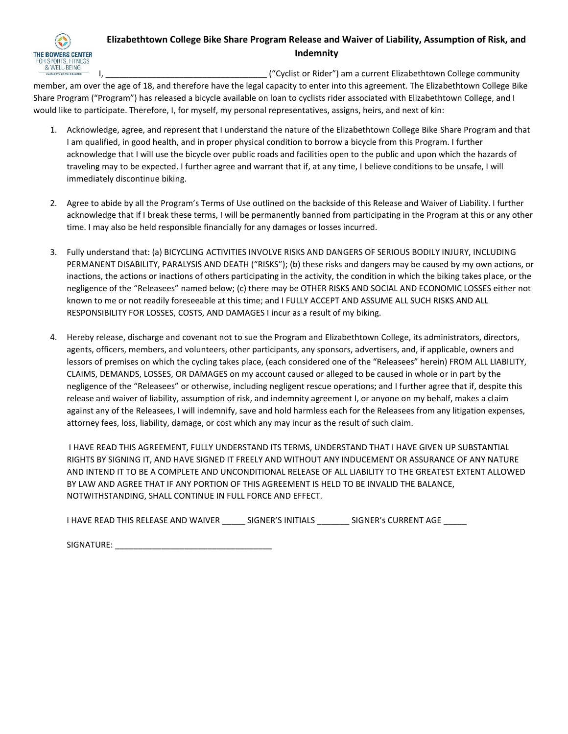# Elizabethtown College Bike Share Program Release and Waiver of Liability, Assumption of Risk, and Indemnity

THE BOWERS CENTER FOR SPORTS, FITNESS & WELL-BEING

I, __________________________________ ("Cyclist or Rider") am a current Elizabethtown College community member, am over the age of 18, and therefore have the legal capacity to enter into this agreement. The Elizabethtown College Bike Share Program ("Program") has released a bicycle available on loan to cyclists rider associated with Elizabethtown College, and I would like to participate. Therefore, I, for myself, my personal representatives, assigns, heirs, and next of kin:

1. Acknowledge, agree, and represent that I understand the nature of the Elizabethtown College Bike Share Program and that I am qualified, in good health, and in proper physical condition to borrow a bicycle from this Program. I further acknowledge that I will use the bicycle over public roads and facilities open to the public and upon which the hazards of traveling may to be expected. I further agree and warrant that if, at any time, I believe conditions to be unsafe, I will immediately discontinue biking.

2. Agree to abide by all the Program's Terms of Use outlined on the backside of this Release and Waiver of Liability. I further acknowledge that if I break these terms, I will be permanently banned from participating in the Program at this or any other time. I may also be held responsible financially for any damages or losses incurred.

3. Fully understand that: (a) BICYCLING ACTIVITIES INVOLVE RISKS AND DANGERS OF SERIOUS BODILY INJURY, INCLUDING PERMANENT DISABILITY, PARALYSIS AND DEATH ("RISKS"); (b) these risks and dangers may be caused by my own actions, or inactions, the actions or inactions of others participating in the activity, the condition in which the biking takes place, or the negligence of the "Releasees" named below; (c) there may be OTHER RISKS AND SOCIAL AND ECONOMIC LOSSES either not known to me or not readily foreseeable at this time; and I FULLY ACCEPT AND ASSUME ALL SUCH RISKS AND ALL RESPONSIBILITY FOR LOSSES, COSTS, AND DAMAGES I incur as a result of my biking.

4. Hereby release, discharge and covenant not to sue the Program and Elizabethtown College, its administrators, directors, agents, officers, members, and volunteers, other participants, any sponsors, advertisers, and, if applicable, owners and lessors of premises on which the cycling takes place, (each considered one of the "Releasees" herein) FROM ALL LIABILITY, CLAIMS, DEMANDS, LOSSES, OR DAMAGES on my account caused or alleged to be caused in whole or in part by the negligence of the "Releasees" or otherwise, including negligent rescue operations; and I further agree that if, despite this release and waiver of liability, assumption of risk, and indemnity agreement I, or anyone on my behalf, makes a claim against any of the Releasees, I will indemnify, save and hold harmless each for the Releasees from any litigation expenses, attorney fees, loss, liability, damage, or cost which any may incur as the result of such claim.

   I HAVE READ THIS AGREEMENT, FULLY UNDERSTAND ITS TERMS, UNDERSTAND THAT I HAVE GIVEN UP SUBSTANTIAL RIGHTS BY SIGNING IT, AND HAVE SIGNED IT FREELY AND WITHOUT ANY INDUCEMENT OR ASSURANCE OF ANY NATURE AND INTEND IT TO BE A COMPLETE AND UNCONDITIONAL RELEASE OF ALL LIABILITY TO THE GREATEST EXTENT ALLOWED BY LAW AND AGREE THAT IF ANY PORTION OF THIS AGREEMENT IS HELD TO BE INVALID THE BALANCE, NOTWITHSTANDING, SHALL CONTINUE IN FULL FORCE AND EFFECT.

   I HAVE READ THIS RELEASE AND WAIVER _____ SIGNER'S INITIALS _______ SIGNER's CURRENT AGE _____

   SIGNATURE: __________________________________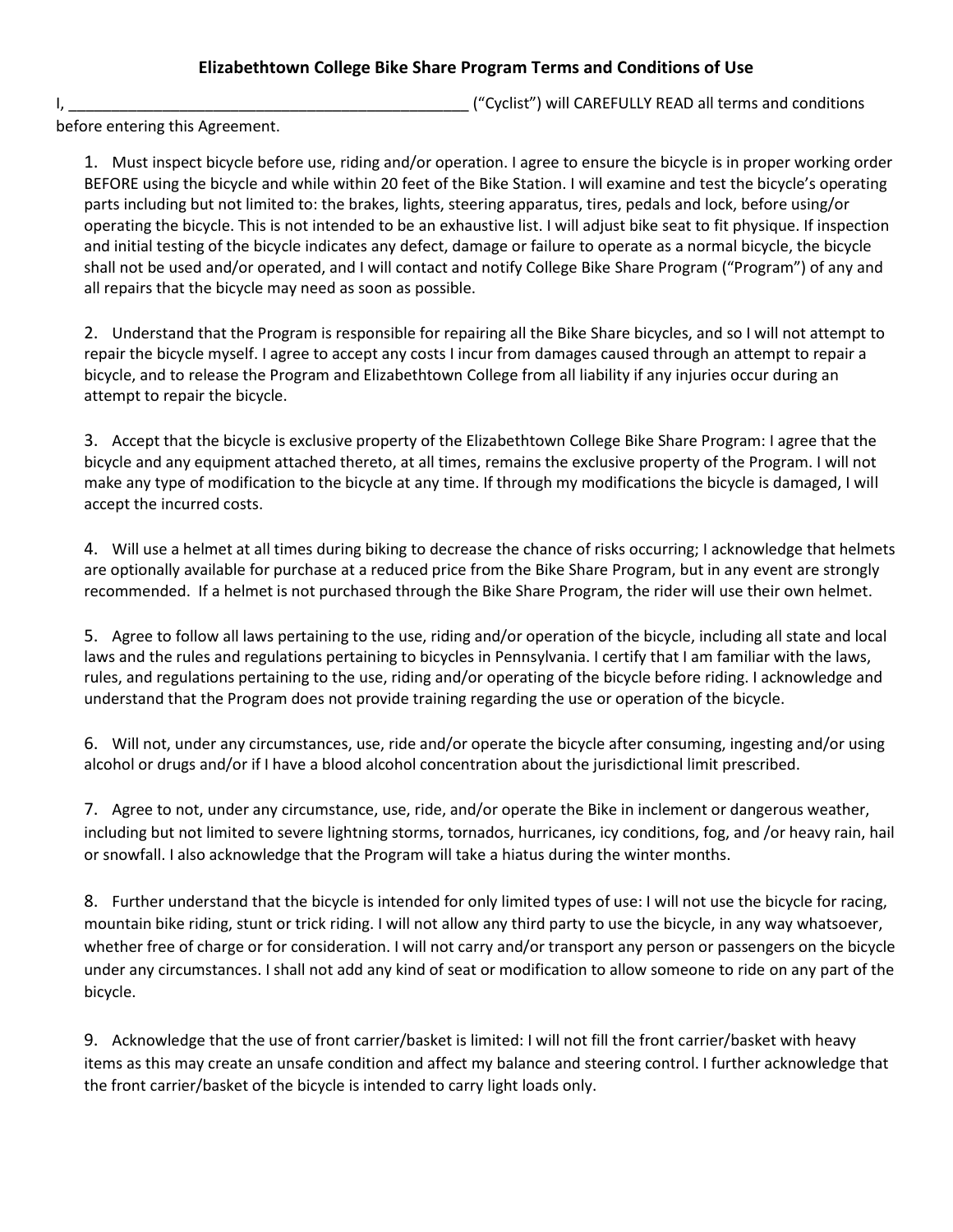# Elizabethtown College Bike Share Program Terms and Conditions of Use

I, _______________________________________________ ("Cyclist") will CAREFULLY READ all terms and conditions before entering this Agreement.

1. Must inspect bicycle before use, riding and/or operation. I agree to ensure the bicycle is in proper working order BEFORE using the bicycle and while within 20 feet of the Bike Station. I will examine and test the bicycle's operating parts including but not limited to: the brakes, lights, steering apparatus, tires, pedals and lock, before using/or operating the bicycle. This is not intended to be an exhaustive list. I will adjust bike seat to fit physique. If inspection and initial testing of the bicycle indicates any defect, damage or failure to operate as a normal bicycle, the bicycle shall not be used and/or operated, and I will contact and notify College Bike Share Program ("Program") of any and all repairs that the bicycle may need as soon as possible.

2. Understand that the Program is responsible for repairing all the Bike Share bicycles, and so I will not attempt to repair the bicycle myself. I agree to accept any costs I incur from damages caused through an attempt to repair a bicycle, and to release the Program and Elizabethtown College from all liability if any injuries occur during an attempt to repair the bicycle.

3. Accept that the bicycle is exclusive property of the Elizabethtown College Bike Share Program: I agree that the bicycle and any equipment attached thereto, at all times, remains the exclusive property of the Program. I will not make any type of modification to the bicycle at any time. If through my modifications the bicycle is damaged, I will accept the incurred costs.

4. Will use a helmet at all times during biking to decrease the chance of risks occurring; I acknowledge that helmets are optionally available for purchase at a reduced price from the Bike Share Program, but in any event are strongly recommended. If a helmet is not purchased through the Bike Share Program, the rider will use their own helmet.

5. Agree to follow all laws pertaining to the use, riding and/or operation of the bicycle, including all state and local laws and the rules and regulations pertaining to bicycles in Pennsylvania. I certify that I am familiar with the laws, rules, and regulations pertaining to the use, riding and/or operating of the bicycle before riding. I acknowledge and understand that the Program does not provide training regarding the use or operation of the bicycle.

6. Will not, under any circumstances, use, ride and/or operate the bicycle after consuming, ingesting and/or using alcohol or drugs and/or if I have a blood alcohol concentration about the jurisdictional limit prescribed.

7. Agree to not, under any circumstance, use, ride, and/or operate the Bike in inclement or dangerous weather, including but not limited to severe lightning storms, tornados, hurricanes, icy conditions, fog, and /or heavy rain, hail or snowfall. I also acknowledge that the Program will take a hiatus during the winter months.

8. Further understand that the bicycle is intended for only limited types of use: I will not use the bicycle for racing, mountain bike riding, stunt or trick riding. I will not allow any third party to use the bicycle, in any way whatsoever, whether free of charge or for consideration. I will not carry and/or transport any person or passengers on the bicycle under any circumstances. I shall not add any kind of seat or modification to allow someone to ride on any part of the bicycle.

9. Acknowledge that the use of front carrier/basket is limited: I will not fill the front carrier/basket with heavy items as this may create an unsafe condition and affect my balance and steering control. I further acknowledge that the front carrier/basket of the bicycle is intended to carry light loads only.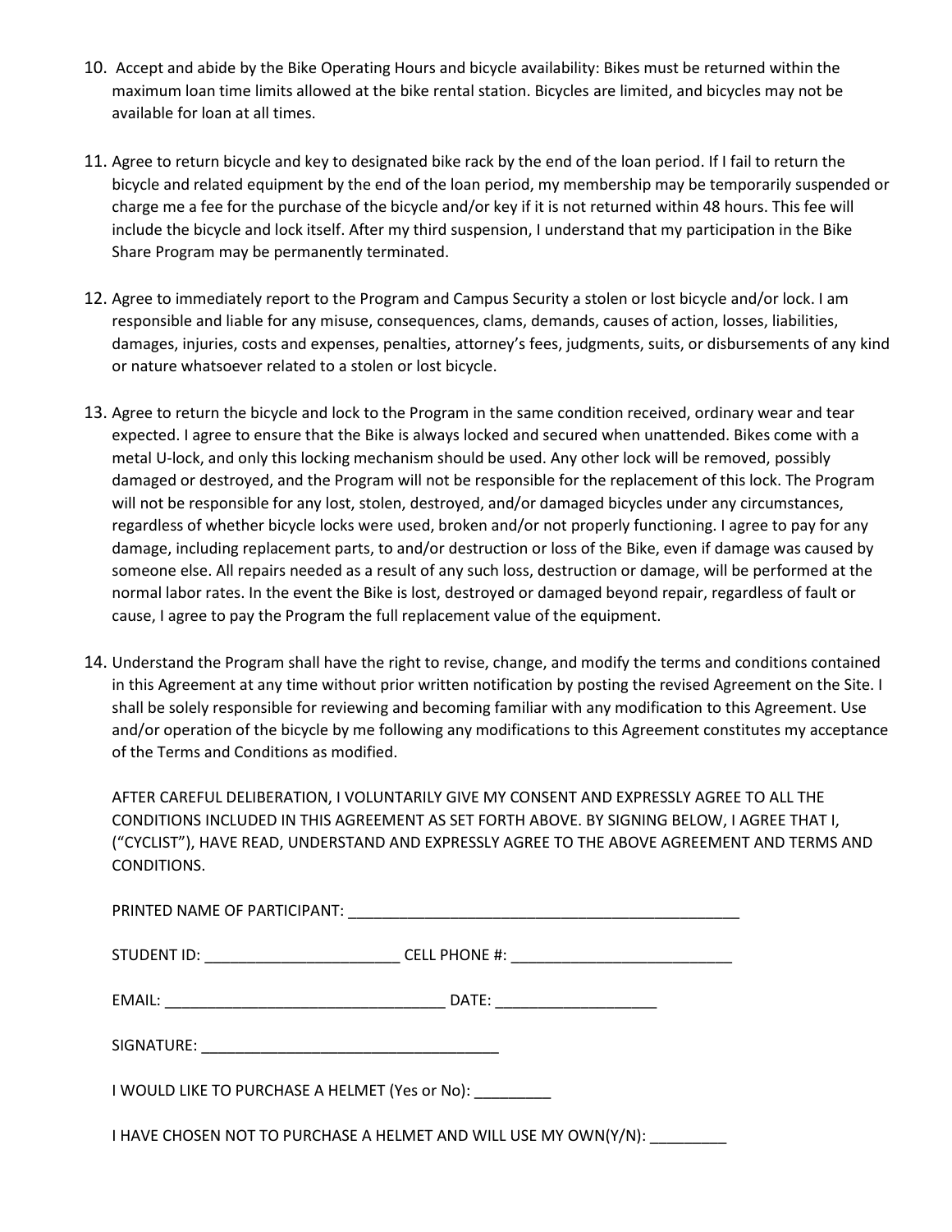10. Accept and abide by the Bike Operating Hours and bicycle availability: Bikes must be returned within the maximum loan time limits allowed at the bike rental station. Bicycles are limited, and bicycles may not be available for loan at all times.

11. Agree to return bicycle and key to designated bike rack by the end of the loan period. If I fail to return the bicycle and related equipment by the end of the loan period, my membership may be temporarily suspended or charge me a fee for the purchase of the bicycle and/or key if it is not returned within 48 hours. This fee will include the bicycle and lock itself. After my third suspension, I understand that my participation in the Bike Share Program may be permanently terminated.

12. Agree to immediately report to the Program and Campus Security a stolen or lost bicycle and/or lock. I am responsible and liable for any misuse, consequences, clams, demands, causes of action, losses, liabilities, damages, injuries, costs and expenses, penalties, attorney's fees, judgments, suits, or disbursements of any kind or nature whatsoever related to a stolen or lost bicycle.

13. Agree to return the bicycle and lock to the Program in the same condition received, ordinary wear and tear expected. I agree to ensure that the Bike is always locked and secured when unattended. Bikes come with a metal U-lock, and only this locking mechanism should be used. Any other lock will be removed, possibly damaged or destroyed, and the Program will not be responsible for the replacement of this lock. The Program will not be responsible for any lost, stolen, destroyed, and/or damaged bicycles under any circumstances, regardless of whether bicycle locks were used, broken and/or not properly functioning. I agree to pay for any damage, including replacement parts, to and/or destruction or loss of the Bike, even if damage was caused by someone else. All repairs needed as a result of any such loss, destruction or damage, will be performed at the normal labor rates. In the event the Bike is lost, destroyed or damaged beyond repair, regardless of fault or cause, I agree to pay the Program the full replacement value of the equipment.

14. Understand the Program shall have the right to revise, change, and modify the terms and conditions contained in this Agreement at any time without prior written notification by posting the revised Agreement on the Site. I shall be solely responsible for reviewing and becoming familiar with any modification to this Agreement. Use and/or operation of the bicycle by me following any modifications to this Agreement constitutes my acceptance of the Terms and Conditions as modified.

AFTER CAREFUL DELIBERATION, I VOLUNTARILY GIVE MY CONSENT AND EXPRESSLY AGREE TO ALL THE CONDITIONS INCLUDED IN THIS AGREEMENT AS SET FORTH ABOVE. BY SIGNING BELOW, I AGREE THAT I, ("CYCLIST"), HAVE READ, UNDERSTAND AND EXPRESSLY AGREE TO THE ABOVE AGREEMENT AND TERMS AND CONDITIONS.

PRINTED NAME OF PARTICIPANT: ______________________________________________

STUDENT ID: _______________________ CELL PHONE #: __________________________

EMAIL: _________________________________ DATE: ___________________

SIGNATURE: ___________________________________

I WOULD LIKE TO PURCHASE A HELMET (Yes or No): _________

I HAVE CHOSEN NOT TO PURCHASE A HELMET AND WILL USE MY OWN(Y/N): _________